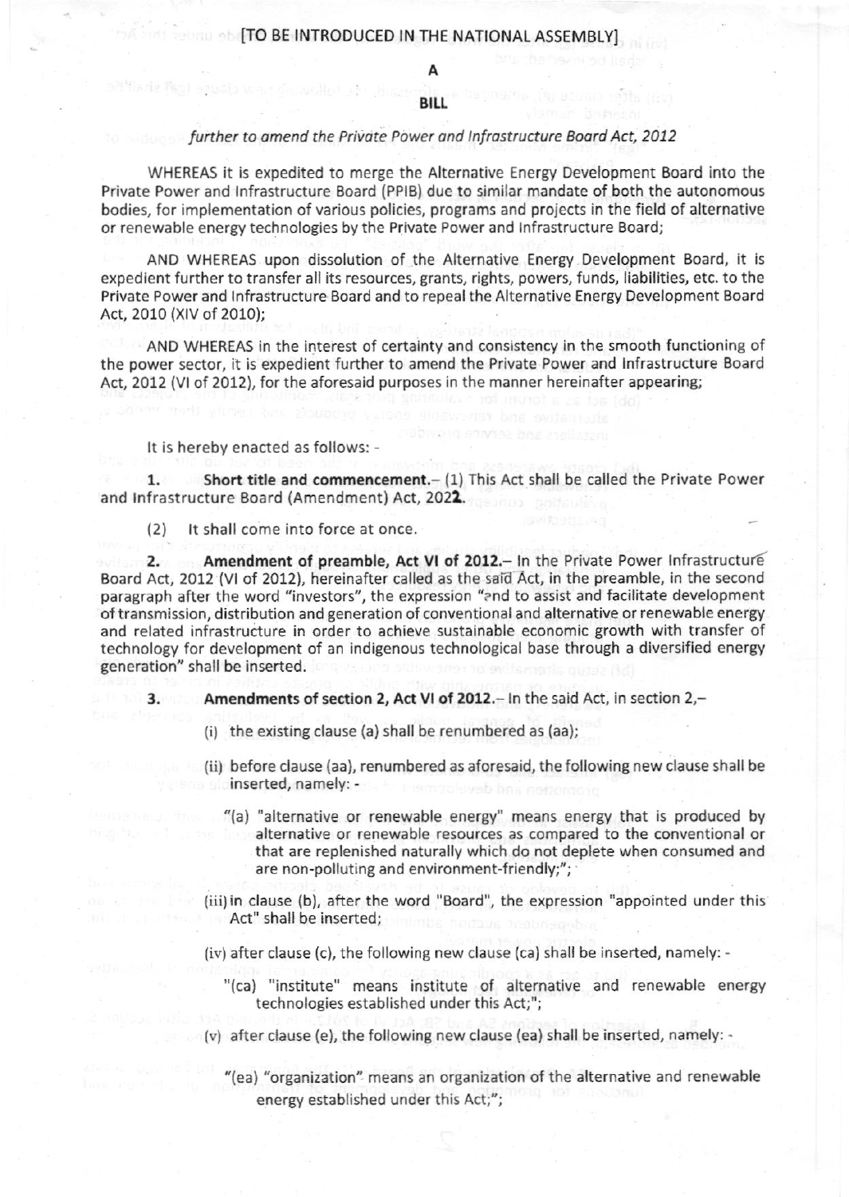[TO BE INTRODUCED IN THE NATIONAL ASSEMBLY]

**A**

**BILL**

*further to amend the Private Power and Infrastructure Board Act, 2012*

WHEREAS it is expedited to merge the Alternative Energy Development Board into the Private Power and Infrastructure Board (PPIB) due to similar mandate of both the autonomous bodies, for implementation of various policies, programs and projects in the field of alternative or renewable energy technologies by the Private Power and Infrastructure Board;

AND WHEREAS upon dissolution of the Alternative Energy Development Board, it is expedient further to transfer all its resources, grants, rights, powers, funds, liabilities, etc. to the Private Power and Infrastructure Board and to repeal the Alternative Energy Development Board Act, 2010 (XIV of 2010);

AND WHEREAS in the interest of certainty and consistency in the smooth functioning of the power sector, it is expedient further to amend the Private Power and Infrastructure Board Act, 2012 (VI of 2012), for the aforesaid purposes in the manner hereinafter appearing;

It is hereby enacted as follows: -

**1. Short title and commencement.**– (1) This Act shall be called the Private Power and Infrastructure Board (Amendment) Act, 2022.

(2) It shall come into force at once.

**2. Amendment of preamble, Act VI of 2012.**– In the Private Power Infrastructure Board Act, 2012 (VI of 2012), hereinafter called as the said Act, in the preamble, in the second paragraph after the word "investors", the expression "and to assist and facilitate development of transmission, distribution and generation of conventional and alternative or renewable energy and related infrastructure in order to achieve sustainable economic growth with transfer of technology for development of an indigenous technological base through a diversified energy generation" shall be inserted.

**3. Amendments of section 2, Act VI of 2012.**– In the said Act, in section 2,–

(i) the existing clause (a) shall be renumbered as (aa);

(ii) before clause (aa), renumbered as aforesaid, the following new clause shall be inserted, namely: -

"(a) "alternative or renewable energy" means energy that is produced by alternative or renewable resources as compared to the conventional or that are replenished naturally which do not deplete when consumed and are non-polluting and environment-friendly;";

(iii) in clause (b), after the word "Board", the expression "appointed under this Act" shall be inserted;

(iv) after clause (c), the following new clause (ca) shall be inserted, namely: -

"(ca) "institute" means institute of alternative and renewable energy technologies established under this Act;";

(v) after clause (e), the following new clause (ea) shall be inserted, namely: -

"(ea) "organization" means an organization of the alternative and renewable energy established under this Act;";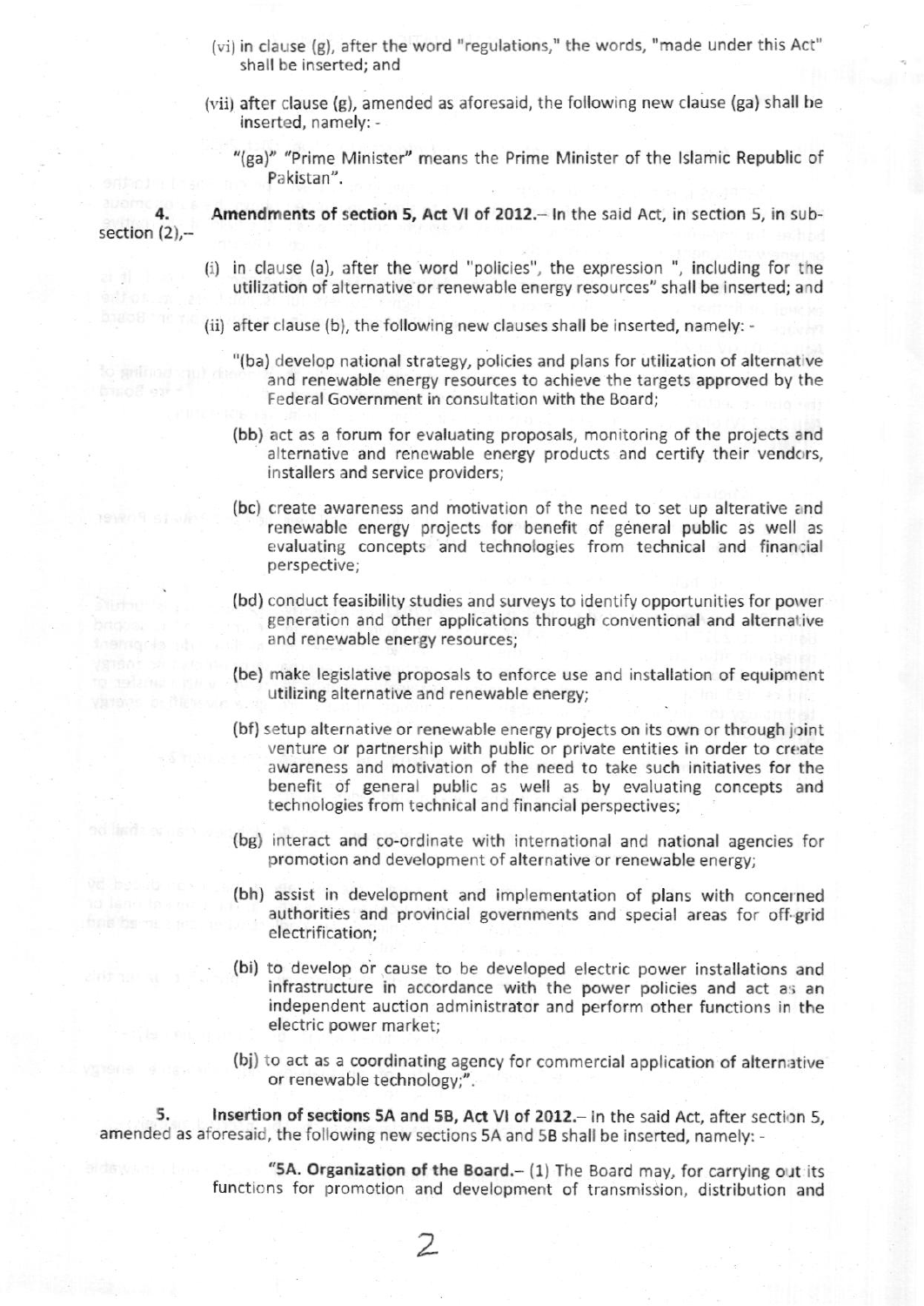(vi) in clause (g), after the word "regulations," the words, "made under this Act" shall be inserted; and

(vii) after clause (g), amended as aforesaid, the following new clause (ga) shall be inserted, namely: -

"(ga)" "Prime Minister" means the Prime Minister of the Islamic Republic of Pakistan".

**4. Amendments of section 5, Act VI of 2012.**– In the said Act, in section 5, in sub-section (2),–

(i) in clause (a), after the word "policies", the expression ", including for the utilization of alternative or renewable energy resources" shall be inserted; and

(ii) after clause (b), the following new clauses shall be inserted, namely: -

"(ba) develop national strategy, policies and plans for utilization of alternative and renewable energy resources to achieve the targets approved by the Federal Government in consultation with the Board;

(bb) act as a forum for evaluating proposals, monitoring of the projects and alternative and renewable energy products and certify their vendors, installers and service providers;

(bc) create awareness and motivation of the need to set up alterative and renewable energy projects for benefit of general public as well as evaluating concepts and technologies from technical and financial perspective;

(bd) conduct feasibility studies and surveys to identify opportunities for power generation and other applications through conventional and alternative and renewable energy resources;

(be) make legislative proposals to enforce use and installation of equipment utilizing alternative and renewable energy;

(bf) setup alternative or renewable energy projects on its own or through joint venture or partnership with public or private entities in order to create awareness and motivation of the need to take such initiatives for the benefit of general public as well as by evaluating concepts and technologies from technical and financial perspectives;

(bg) interact and co-ordinate with international and national agencies for promotion and development of alternative or renewable energy;

(bh) assist in development and implementation of plans with concerned authorities and provincial governments and special areas for off-grid electrification;

(bi) to develop or cause to be developed electric power installations and infrastructure in accordance with the power policies and act as an independent auction administrator and perform other functions in the electric power market;

(bj) to act as a coordinating agency for commercial application of alternative or renewable technology;".

**5. Insertion of sections 5A and 5B, Act VI of 2012.**– In the said Act, after section 5, amended as aforesaid, the following new sections 5A and 5B shall be inserted, namely: -

"**5A. Organization of the Board.**– (1) The Board may, for carrying out its functions for promotion and development of transmission, distribution and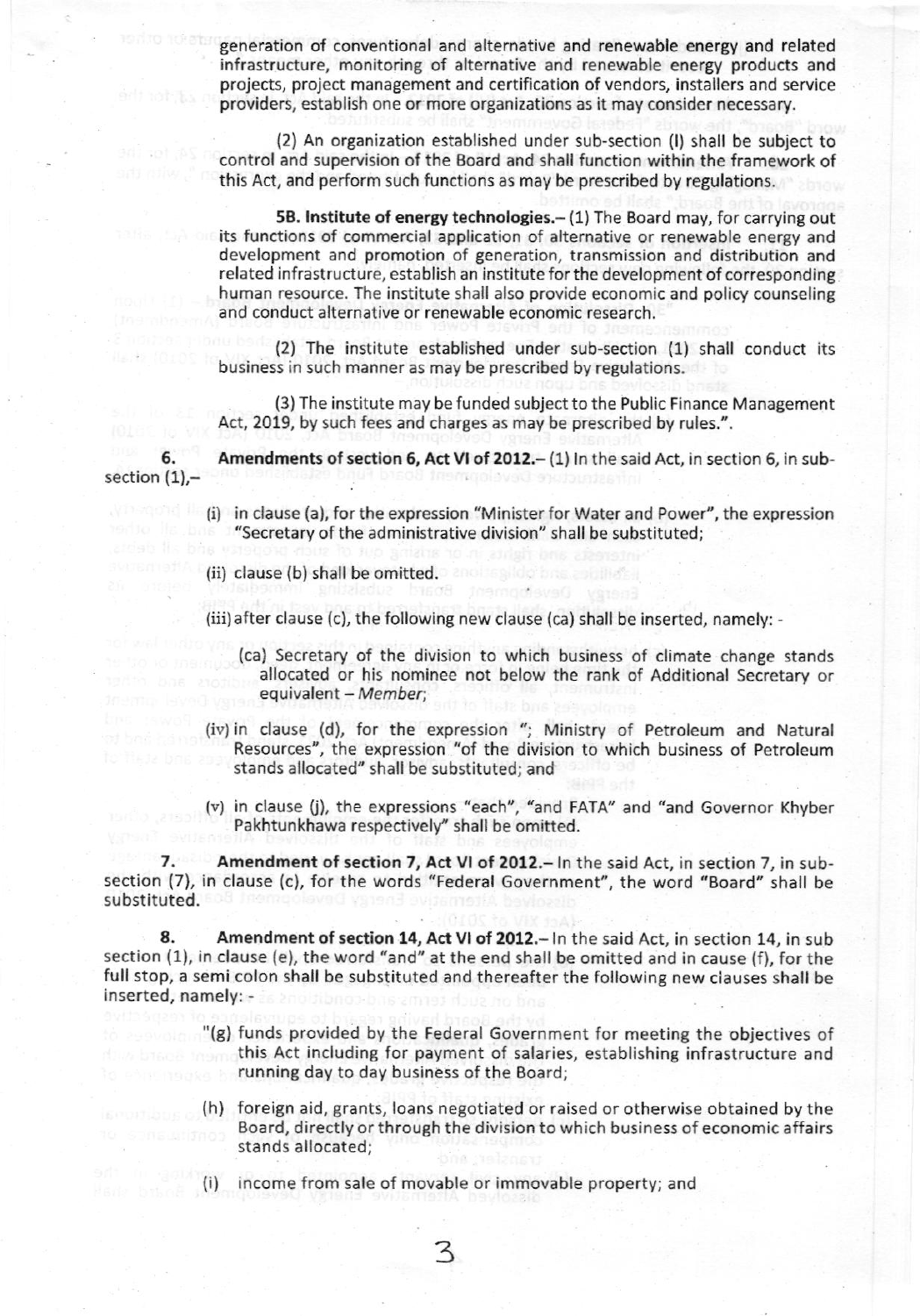generation of conventional and alternative and renewable energy and related infrastructure, monitoring of alternative and renewable energy products and projects, project management and certification of vendors, installers and service providers, establish one or more organizations as it may consider necessary.

(2) An organization established under sub-section (I) shall be subject to control and supervision of the Board and shall function within the framework of this Act, and perform such functions as may be prescribed by regulations.

**5B. Institute of energy technologies.**– (1) The Board may, for carrying out its functions of commercial application of alternative or renewable energy and development and promotion of generation, transmission and distribution and related infrastructure, establish an institute for the development of corresponding human resource. The institute shall also provide economic and policy counseling and conduct alternative or renewable economic research.

(2) The institute established under sub-section (1) shall conduct its business in such manner as may be prescribed by regulations.

(3) The institute may be funded subject to the Public Finance Management Act, 2019, by such fees and charges as may be prescribed by rules.".

**6. Amendments of section 6, Act VI of 2012.**– (1) In the said Act, in section 6, in sub-section (1),–

(i) in clause (a), for the expression "Minister for Water and Power", the expression "Secretary of the administrative division" shall be substituted;

(ii) clause (b) shall be omitted.

(iii) after clause (c), the following new clause (ca) shall be inserted, namely: -

(ca) Secretary of the division to which business of climate change stands allocated or his nominee not below the rank of Additional Secretary or equivalent – *Member*;

(iv) in clause (d), for the expression "; Ministry of Petroleum and Natural Resources", the expression "of the division to which business of Petroleum stands allocated" shall be substituted; and

(v) in clause (j), the expressions "each", "and FATA" and "and Governor Khyber Pakhtunkhawa respectively" shall be omitted.

**7. Amendment of section 7, Act VI of 2012.**– In the said Act, in section 7, in sub-section (7), in clause (c), for the words "Federal Government", the word "Board" shall be substituted.

**8. Amendment of section 14, Act VI of 2012.**– In the said Act, in section 14, in sub section (1), in clause (e), the word "and" at the end shall be omitted and in cause (f), for the full stop, a semi colon shall be substituted and thereafter the following new clauses shall be inserted, namely: -

"(g) funds provided by the Federal Government for meeting the objectives of this Act including for payment of salaries, establishing infrastructure and running day to day business of the Board;

(h) foreign aid, grants, loans negotiated or raised or otherwise obtained by the Board, directly or through the division to which business of economic affairs stands allocated;

(i) income from sale of movable or immovable property; and